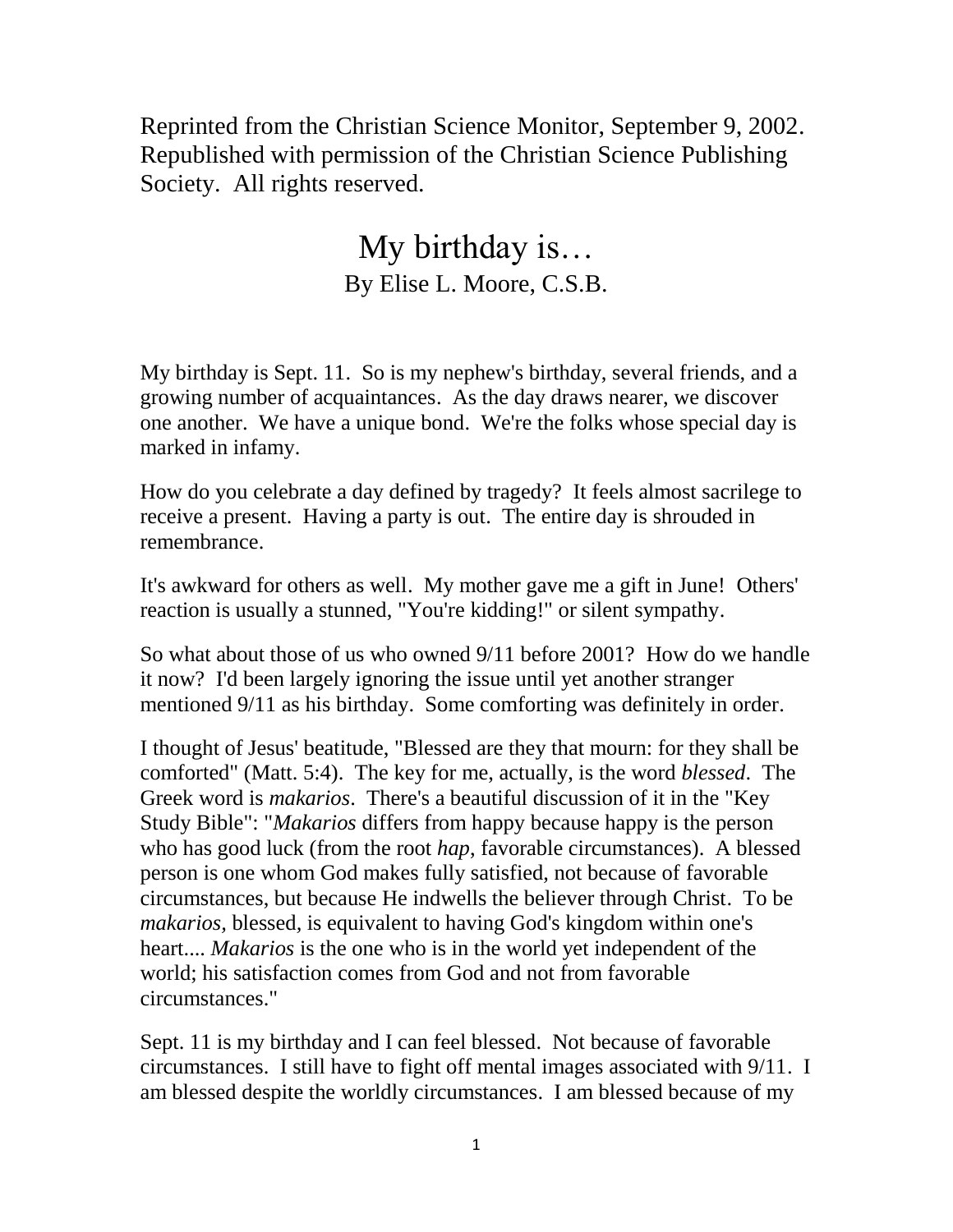Reprinted from the Christian Science Monitor, September 9, 2002. Republished with permission of the Christian Science Publishing Society. All rights reserved.

# My birthday is…

By Elise L. Moore, C.S.B.

My birthday is Sept. 11. So is my nephew's birthday, several friends, and a growing number of acquaintances. As the day draws nearer, we discover one another. We have a unique bond. We're the folks whose special day is marked in infamy.

How do you celebrate a day defined by tragedy? It feels almost sacrilege to receive a present. Having a party is out. The entire day is shrouded in remembrance.

It's awkward for others as well. My mother gave me a gift in June! Others' reaction is usually a stunned, "You're kidding!" or silent sympathy.

So what about those of us who owned 9/11 before 2001? How do we handle it now? I'd been largely ignoring the issue until yet another stranger mentioned 9/11 as his birthday. Some comforting was definitely in order.

I thought of Jesus' beatitude, "Blessed are they that mourn: for they shall be comforted" (Matt. 5:4). The key for me, actually, is the word *blessed*. The Greek word is *makarios*. There's a beautiful discussion of it in the "Key Study Bible": "*Makarios* differs from happy because happy is the person who has good luck (from the root *hap*, favorable circumstances). A blessed person is one whom God makes fully satisfied, not because of favorable circumstances, but because He indwells the believer through Christ. To be *makarios*, blessed, is equivalent to having God's kingdom within one's heart.... *Makarios* is the one who is in the world yet independent of the world; his satisfaction comes from God and not from favorable circumstances."

Sept. 11 is my birthday and I can feel blessed. Not because of favorable circumstances. I still have to fight off mental images associated with 9/11. I am blessed despite the worldly circumstances. I am blessed because of my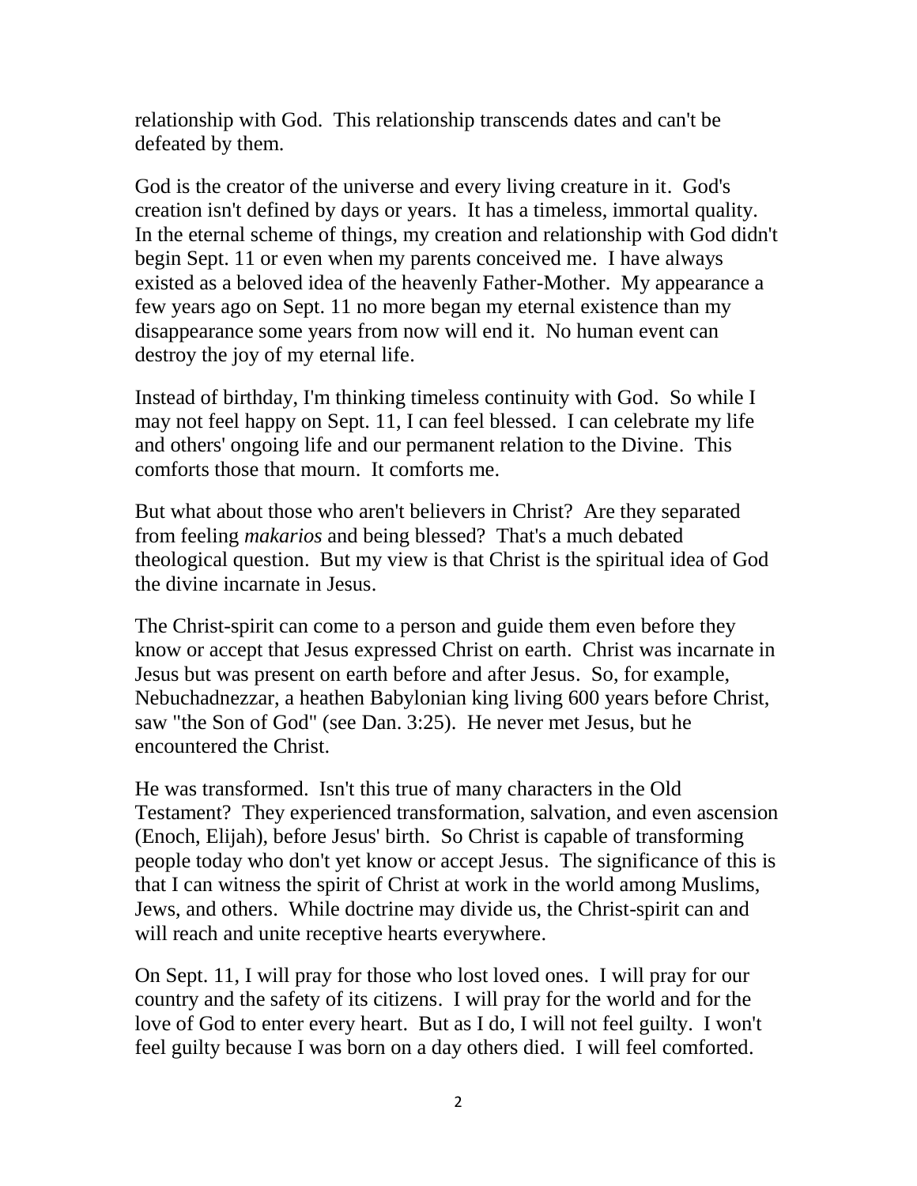relationship with God. This relationship transcends dates and can't be defeated by them.

God is the creator of the universe and every living creature in it. God's creation isn't defined by days or years. It has a timeless, immortal quality. In the eternal scheme of things, my creation and relationship with God didn't begin Sept. 11 or even when my parents conceived me. I have always existed as a beloved idea of the heavenly Father-Mother. My appearance a few years ago on Sept. 11 no more began my eternal existence than my disappearance some years from now will end it. No human event can destroy the joy of my eternal life.

Instead of birthday, I'm thinking timeless continuity with God. So while I may not feel happy on Sept. 11, I can feel blessed. I can celebrate my life and others' ongoing life and our permanent relation to the Divine. This comforts those that mourn. It comforts me.

But what about those who aren't believers in Christ? Are they separated from feeling *makarios* and being blessed? That's a much debated theological question. But my view is that Christ is the spiritual idea of God the divine incarnate in Jesus.

The Christ-spirit can come to a person and guide them even before they know or accept that Jesus expressed Christ on earth. Christ was incarnate in Jesus but was present on earth before and after Jesus. So, for example, Nebuchadnezzar, a heathen Babylonian king living 600 years before Christ, saw "the Son of God" (see Dan. 3:25). He never met Jesus, but he encountered the Christ.

He was transformed. Isn't this true of many characters in the Old Testament? They experienced transformation, salvation, and even ascension (Enoch, Elijah), before Jesus' birth. So Christ is capable of transforming people today who don't yet know or accept Jesus. The significance of this is that I can witness the spirit of Christ at work in the world among Muslims, Jews, and others. While doctrine may divide us, the Christ-spirit can and will reach and unite receptive hearts everywhere.

On Sept. 11, I will pray for those who lost loved ones. I will pray for our country and the safety of its citizens. I will pray for the world and for the love of God to enter every heart. But as I do, I will not feel guilty. I won't feel guilty because I was born on a day others died. I will feel comforted.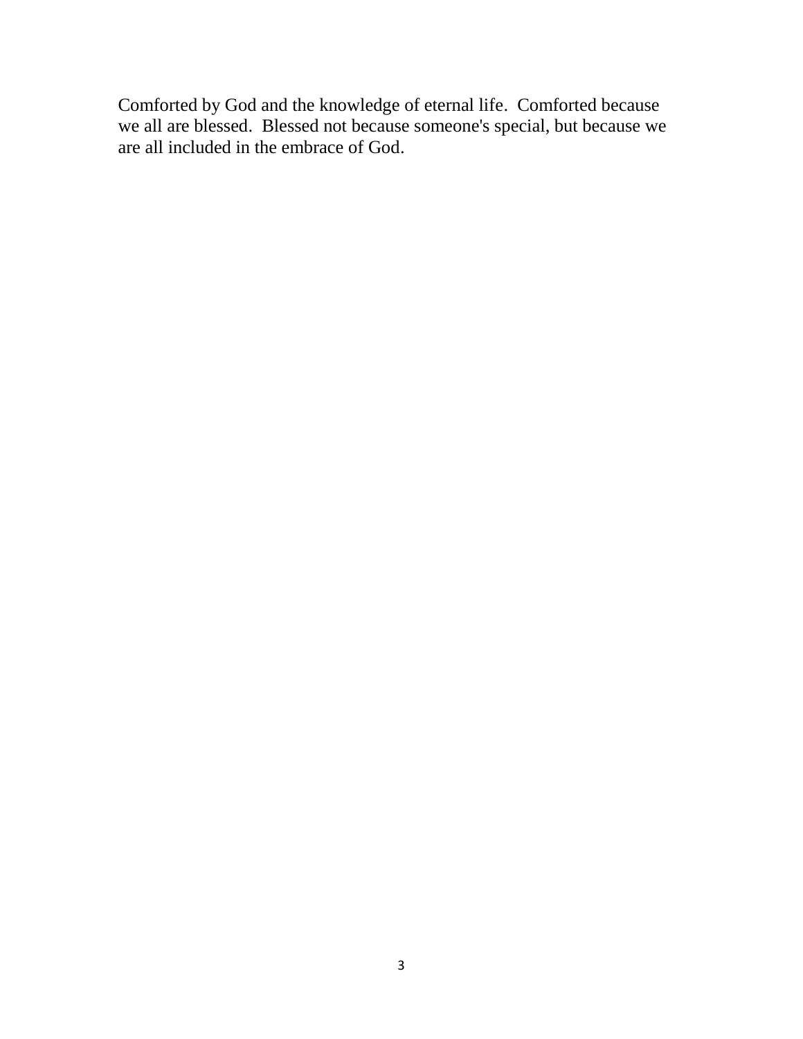Comforted by God and the knowledge of eternal life. Comforted because we all are blessed. Blessed not because someone's special, but because we are all included in the embrace of God.